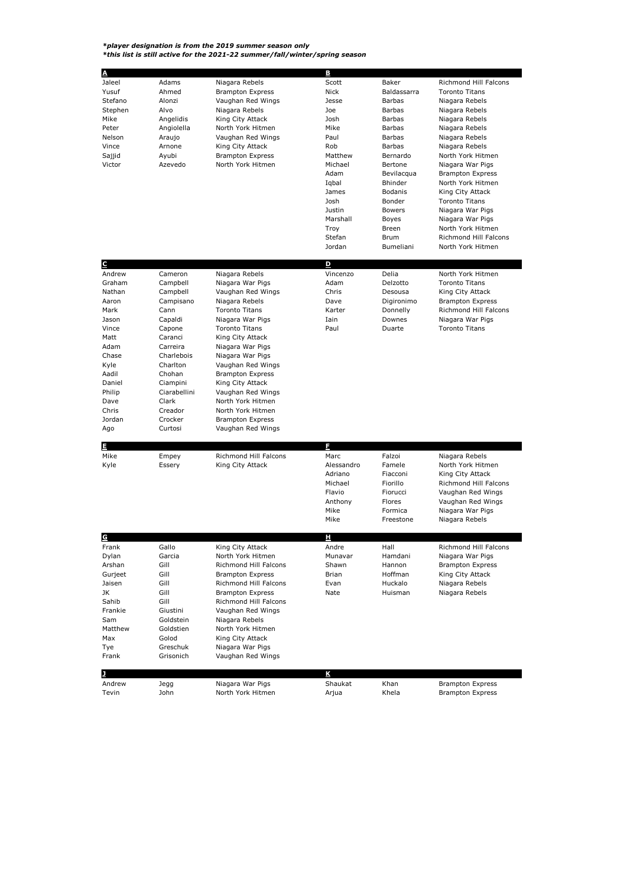***player designation is from the 2019 summer season only***
***this list is still active for the 2021-22 summer/fall/winter/spring season***

| A | | |
|---|---|---|
| Jaleel | Adams | Niagara Rebels |
| Yusuf | Ahmed | Brampton Express |
| Stefano | Alonzi | Vaughan Red Wings |
| Stephen | Alvo | Niagara Rebels |
| Mike | Angelidis | King City Attack |
| Peter | Angiolella | North York Hitmen |
| Nelson | Araujo | Vaughan Red Wings |
| Vince | Arnone | King City Attack |
| Sajjid | Ayubi | Brampton Express |
| Victor | Azevedo | North York Hitmen |

| B | | |
|---|---|---|
| Scott | Baker | Richmond Hill Falcons |
| Nick | Baldassarra | Toronto Titans |
| Jesse | Barbas | Niagara Rebels |
| Joe | Barbas | Niagara Rebels |
| Josh | Barbas | Niagara Rebels |
| Mike | Barbas | Niagara Rebels |
| Paul | Barbas | Niagara Rebels |
| Rob | Barbas | Niagara Rebels |
| Matthew | Bernardo | North York Hitmen |
| Michael | Bertone | Niagara War Pigs |
| Adam | Bevilacqua | Brampton Express |
| Iqbal | Bhinder | North York Hitmen |
| James | Bodanis | King City Attack |
| Josh | Bonder | Toronto Titans |
| Justin | Bowers | Niagara War Pigs |
| Marshall | Boyes | Niagara War Pigs |
| Troy | Breen | North York Hitmen |
| Stefan | Brum | Richmond Hill Falcons |
| Jordan | Bumeliani | North York Hitmen |

| C | | |
|---|---|---|
| Andrew | Cameron | Niagara Rebels |
| Graham | Campbell | Niagara War Pigs |
| Nathan | Campbell | Vaughan Red Wings |
| Aaron | Campisano | Niagara Rebels |
| Mark | Cann | Toronto Titans |
| Jason | Capaldi | Niagara War Pigs |
| Vince | Capone | Toronto Titans |
| Matt | Caranci | King City Attack |
| Adam | Carreira | Niagara War Pigs |
| Chase | Charlebois | Niagara War Pigs |
| Kyle | Charlton | Vaughan Red Wings |
| Aadil | Chohan | Brampton Express |
| Daniel | Ciampini | King City Attack |
| Philip | Ciarabellini | Vaughan Red Wings |
| Dave | Clark | North York Hitmen |
| Chris | Creador | North York Hitmen |
| Jordan | Crocker | Brampton Express |
| Ago | Curtosi | Vaughan Red Wings |

| D | | |
|---|---|---|
| Vincenzo | Delia | North York Hitmen |
| Adam | Delzotto | Toronto Titans |
| Chris | Desousa | King City Attack |
| Dave | Digironimo | Brampton Express |
| Karter | Donnelly | Richmond Hill Falcons |
| Iain | Downes | Niagara War Pigs |
| Paul | Duarte | Toronto Titans |

| E | | |
|---|---|---|
| Mike | Empey | Richmond Hill Falcons |
| Kyle | Essery | King City Attack |

| F | | |
|---|---|---|
| Marc | Falzoi | Niagara Rebels |
| Alessandro | Famele | North York Hitmen |
| Adriano | Fiacconi | King City Attack |
| Michael | Fiorillo | Richmond Hill Falcons |
| Flavio | Fiorucci | Vaughan Red Wings |
| Anthony | Flores | Vaughan Red Wings |
| Mike | Formica | Niagara War Pigs |
| Mike | Freestone | Niagara Rebels |

| G | | |
|---|---|---|
| Frank | Gallo | King City Attack |
| Dylan | Garcia | North York Hitmen |
| Arshan | Gill | Richmond Hill Falcons |
| Gurjeet | Gill | Brampton Express |
| Jaisen | Gill | Richmond Hill Falcons |
| JK | Gill | Brampton Express |
| Sahib | Gill | Richmond Hill Falcons |
| Frankie | Giustini | Vaughan Red Wings |
| Sam | Goldstein | Niagara Rebels |
| Matthew | Goldstien | North York Hitmen |
| Max | Golod | King City Attack |
| Tye | Greschuk | Niagara War Pigs |
| Frank | Grisonich | Vaughan Red Wings |

| H | | |
|---|---|---|
| Andre | Hall | Richmond Hill Falcons |
| Munavar | Hamdani | Niagara War Pigs |
| Shawn | Hannon | Brampton Express |
| Brian | Hoffman | King City Attack |
| Evan | Huckalo | Niagara Rebels |
| Nate | Huisman | Niagara Rebels |

| J | | |
|---|---|---|
| Andrew | Jegg | Niagara War Pigs |
| Tevin | John | North York Hitmen |

| K | | |
|---|---|---|
| Shaukat | Khan | Brampton Express |
| Arjua | Khela | Brampton Express |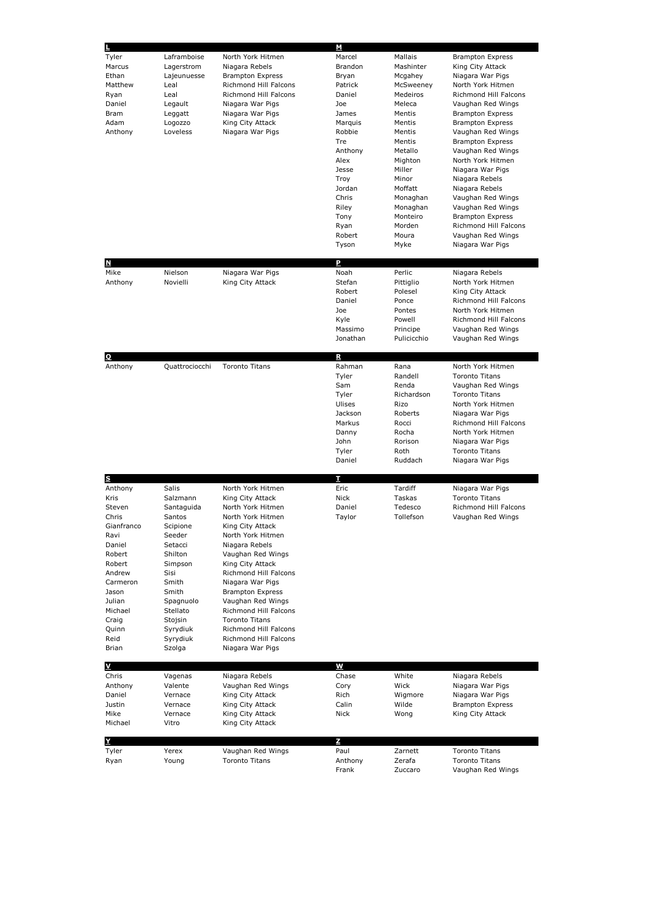## L

| | | |
|---|---|---|
| Tyler | Laframboise | North York Hitmen |
| Marcus | Lagerstrom | Niagara Rebels |
| Ethan | Lajeunuesse | Brampton Express |
| Matthew | Leal | Richmond Hill Falcons |
| Ryan | Leal | Richmond Hill Falcons |
| Daniel | Legault | Niagara War Pigs |
| Bram | Leggatt | Niagara War Pigs |
| Adam | Logozzo | King City Attack |
| Anthony | Loveless | Niagara War Pigs |

## M

| | | |
|---|---|---|
| Marcel | Mallais | Brampton Express |
| Brandon | Mashinter | King City Attack |
| Bryan | Mcgahey | Niagara War Pigs |
| Patrick | McSweeney | North York Hitmen |
| Daniel | Medeiros | Richmond Hill Falcons |
| Joe | Meleca | Vaughan Red Wings |
| James | Mentis | Brampton Express |
| Marquis | Mentis | Brampton Express |
| Robbie | Mentis | Vaughan Red Wings |
| Tre | Mentis | Brampton Express |
| Anthony | Metallo | Vaughan Red Wings |
| Alex | Mighton | North York Hitmen |
| Jesse | Miller | Niagara War Pigs |
| Troy | Minor | Niagara Rebels |
| Jordan | Moffatt | Niagara Rebels |
| Chris | Monaghan | Vaughan Red Wings |
| Riley | Monaghan | Vaughan Red Wings |
| Tony | Monteiro | Brampton Express |
| Ryan | Morden | Richmond Hill Falcons |
| Robert | Moura | Vaughan Red Wings |
| Tyson | Myke | Niagara War Pigs |

## N

| | | |
|---|---|---|
| Mike | Nielson | Niagara War Pigs |
| Anthony | Novielli | King City Attack |

## P

| | | |
|---|---|---|
| Noah | Perlic | Niagara Rebels |
| Stefan | Pittiglio | North York Hitmen |
| Robert | Polesel | King City Attack |
| Daniel | Ponce | Richmond Hill Falcons |
| Joe | Pontes | North York Hitmen |
| Kyle | Powell | Richmond Hill Falcons |
| Massimo | Principe | Vaughan Red Wings |
| Jonathan | Pulicicchio | Vaughan Red Wings |

## Q

| | | |
|---|---|---|
| Anthony | Quattrociocchi | Toronto Titans |

## R

| | | |
|---|---|---|
| Rahman | Rana | North York Hitmen |
| Tyler | Randell | Toronto Titans |
| Sam | Renda | Vaughan Red Wings |
| Tyler | Richardson | Toronto Titans |
| Ulises | Rizo | North York Hitmen |
| Jackson | Roberts | Niagara War Pigs |
| Markus | Rocci | Richmond Hill Falcons |
| Danny | Rocha | North York Hitmen |
| John | Rorison | Niagara War Pigs |
| Tyler | Roth | Toronto Titans |
| Daniel | Ruddach | Niagara War Pigs |

## S

| | | |
|---|---|---|
| Anthony | Salis | North York Hitmen |
| Kris | Salzmann | King City Attack |
| Steven | Santaguida | North York Hitmen |
| Chris | Santos | North York Hitmen |
| Gianfranco | Scipione | King City Attack |
| Ravi | Seeder | North York Hitmen |
| Daniel | Setacci | Niagara Rebels |
| Robert | Shilton | Vaughan Red Wings |
| Robert | Simpson | King City Attack |
| Andrew | Sisi | Richmond Hill Falcons |
| Carmeron | Smith | Niagara War Pigs |
| Jason | Smith | Brampton Express |
| Julian | Spagnuolo | Vaughan Red Wings |
| Michael | Stellato | Richmond Hill Falcons |
| Craig | Stojsin | Toronto Titans |
| Quinn | Syrydiuk | Richmond Hill Falcons |
| Reid | Syrydiuk | Richmond Hill Falcons |
| Brian | Szolga | Niagara War Pigs |

## T

| | | |
|---|---|---|
| Eric | Tardiff | Niagara War Pigs |
| Nick | Taskas | Toronto Titans |
| Daniel | Tedesco | Richmond Hill Falcons |
| Taylor | Tollefson | Vaughan Red Wings |

## V

| | | |
|---|---|---|
| Chris | Vagenas | Niagara Rebels |
| Anthony | Valente | Vaughan Red Wings |
| Daniel | Vernace | King City Attack |
| Justin | Vernace | King City Attack |
| Mike | Vernace | King City Attack |
| Michael | Vitro | King City Attack |

## W

| | | |
|---|---|---|
| Chase | White | Niagara Rebels |
| Cory | Wick | Niagara War Pigs |
| Rich | Wigmore | Niagara War Pigs |
| Calin | Wilde | Brampton Express |
| Nick | Wong | King City Attack |

## Y

| | | |
|---|---|---|
| Tyler | Yerex | Vaughan Red Wings |
| Ryan | Young | Toronto Titans |

## Z

| | | |
|---|---|---|
| Paul | Zarnett | Toronto Titans |
| Anthony | Zerafa | Toronto Titans |
| Frank | Zuccaro | Vaughan Red Wings |